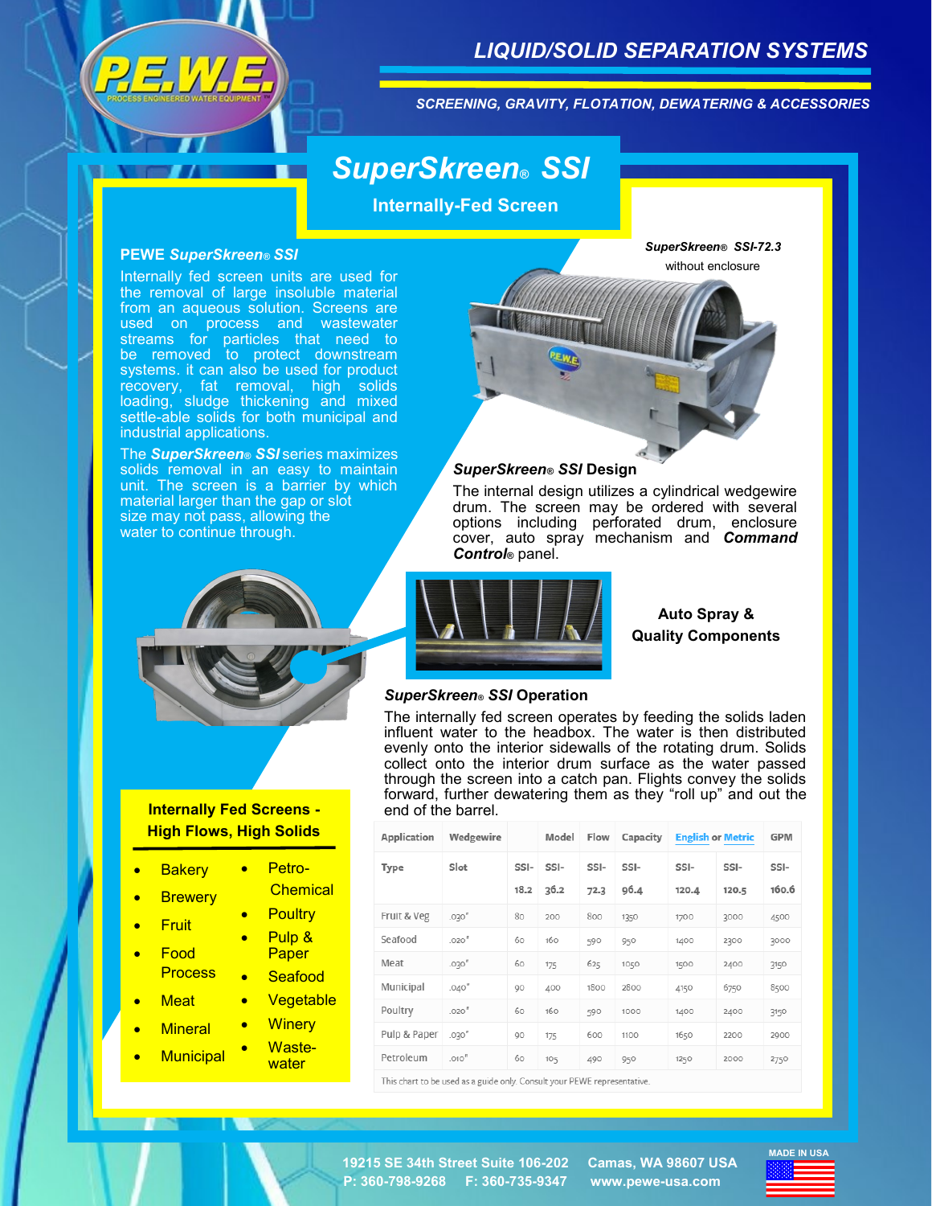# LIQUID/SOLID SEPARATION SYSTEMS

*SCREENING, GRAVITY, FLOTATION, DEWATERING & ACCESSORIES*

## *SuperSkreen® SSI*

### Internally-Fed Screen

*SuperSkreen® SSI-72.3*
without enclosure

### PEWE *SuperSkreen® SSI*

Internally fed screen units are used for the removal of large insoluble material from an aqueous solution. Screens are used on process and wastewater streams for particles that need to be removed to protect downstream systems. it can also be used for product recovery, fat removal, high solids loading, sludge thickening and mixed settle-able solids for both municipal and industrial applications.

The ***SuperSkreen® SSI*** series maximizes solids removal in an easy to maintain unit. The screen is a barrier by which material larger than the gap or slot size may not pass, allowing the water to continue through.

### *SuperSkreen® SSI* Design

The internal design utilizes a cylindrical wedgewire drum. The screen may be ordered with several options including perforated drum, enclosure cover, auto spray mechanism and ***Command Control®*** panel.

**Auto Spray & Quality Components**

### *SuperSkreen® SSI* Operation

The internally fed screen operates by feeding the solids laden influent water to the headbox. The water is then distributed evenly onto the interior sidewalls of the rotating drum. Solids collect onto the interior drum surface as the water passed through the screen into a catch pan. Flights convey the solids forward, further dewatering them as they "roll up" and out the end of the barrel.

### Internally Fed Screens - High Flows, High Solids

- Bakery
- Brewery
- Fruit
- Food Process
- Meat
- Mineral
- Municipal
- Petro-Chemical
- Poultry
- Pulp & Paper
- Seafood
- Vegetable
- Winery
- Waste-water

| Application | Wedgewire | | Model | Flow | Capacity | English or Metric | | GPM |
|---|---|---|---|---|---|---|---|---|
| Type | Slot | SSI-18.2 | SSI-36.2 | SSI-72.3 | SSI-96.4 | SSI-120.4 | SSI-120.5 | SSI-160.6 |
| Fruit & Veg | .030" | 80 | 200 | 800 | 1350 | 1700 | 3000 | 4500 |
| Seafood | .020" | 60 | 160 | 590 | 950 | 1400 | 2300 | 3000 |
| Meat | .030" | 60 | 175 | 625 | 1050 | 1500 | 2400 | 3150 |
| Municipal | .040" | 90 | 400 | 1800 | 2800 | 4150 | 6750 | 8500 |
| Poultry | .020" | 60 | 160 | 590 | 1000 | 1400 | 2400 | 3150 |
| Pulp & Paper | .030" | 90 | 175 | 600 | 1100 | 1650 | 2200 | 2900 |
| Petroleum | .010" | 60 | 105 | 490 | 950 | 1250 | 2000 | 2750 |

This chart to be used as a guide only. Consult your PEWE representative.

19215 SE 34th Street Suite 106-202 Camas, WA 98607 USA
P: 360-798-9268 F: 360-735-9347 www.pewe-usa.com

MADE IN USA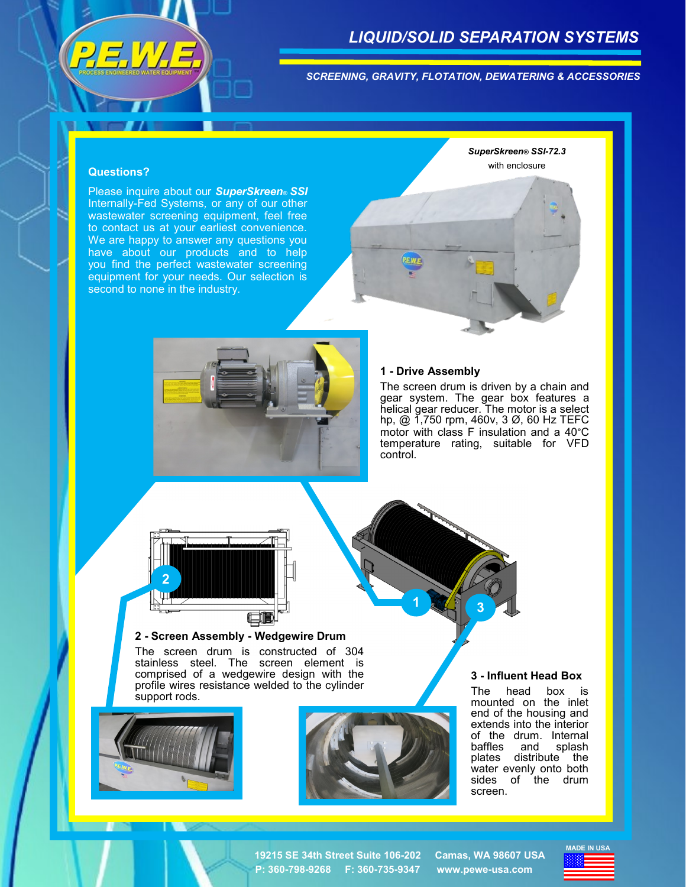# LIQUID/SOLID SEPARATION SYSTEMS

*SCREENING, GRAVITY, FLOTATION, DEWATERING & ACCESSORIES*

**Questions?**

Please inquire about our ***SuperSkreen® SSI*** Internally-Fed Systems, or any of our other wastewater screening equipment, feel free to contact us at your earliest convenience. We are happy to answer any questions you have about our products and to help you find the perfect wastewater screening equipment for your needs. Our selection is second to none in the industry.

***SuperSkreen® SSI-72.3***
with enclosure

**1 - Drive Assembly**

The screen drum is driven by a chain and gear system. The gear box features a helical gear reducer. The motor is a select hp, @ 1,750 rpm, 460v, 3 Ø, 60 Hz TEFC motor with class F insulation and a 40°C temperature rating, suitable for VFD control.

**2 - Screen Assembly - Wedgewire Drum**

The screen drum is constructed of 304 stainless steel. The screen element is comprised of a wedgewire design with the profile wires resistance welded to the cylinder support rods.

**3 - Influent Head Box**

The head box is mounted on the inlet end of the housing and extends into the interior of the drum. Internal baffles and splash plates distribute the water evenly onto both sides of the drum screen.

19215 SE 34th Street Suite 106-202 Camas, WA 98607 USA
P: 360-798-9268 F: 360-735-9347 www.pewe-usa.com

MADE IN USA